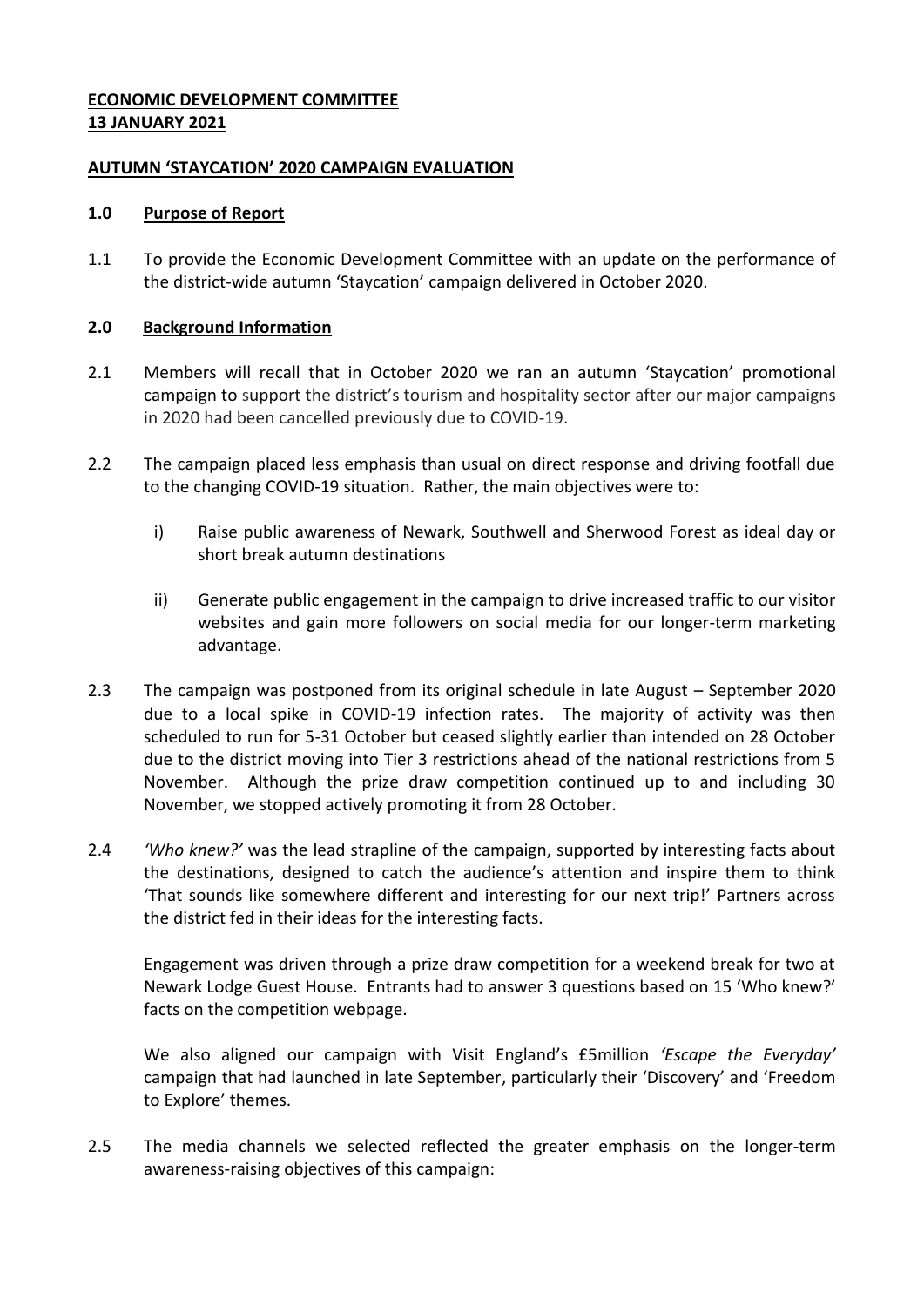**ECONOMIC DEVELOPMENT COMMITTEE**
**13 JANUARY 2021**

**AUTUMN 'STAYCATION' 2020 CAMPAIGN EVALUATION**

**1.0 Purpose of Report**

1.1 To provide the Economic Development Committee with an update on the performance of the district-wide autumn 'Staycation' campaign delivered in October 2020.

**2.0 Background Information**

2.1 Members will recall that in October 2020 we ran an autumn 'Staycation' promotional campaign to support the district's tourism and hospitality sector after our major campaigns in 2020 had been cancelled previously due to COVID-19.

2.2 The campaign placed less emphasis than usual on direct response and driving footfall due to the changing COVID-19 situation. Rather, the main objectives were to:

i) Raise public awareness of Newark, Southwell and Sherwood Forest as ideal day or short break autumn destinations

ii) Generate public engagement in the campaign to drive increased traffic to our visitor websites and gain more followers on social media for our longer-term marketing advantage.

2.3 The campaign was postponed from its original schedule in late August – September 2020 due to a local spike in COVID-19 infection rates. The majority of activity was then scheduled to run for 5-31 October but ceased slightly earlier than intended on 28 October due to the district moving into Tier 3 restrictions ahead of the national restrictions from 5 November. Although the prize draw competition continued up to and including 30 November, we stopped actively promoting it from 28 October.

2.4 *'Who knew?'* was the lead strapline of the campaign, supported by interesting facts about the destinations, designed to catch the audience's attention and inspire them to think 'That sounds like somewhere different and interesting for our next trip!' Partners across the district fed in their ideas for the interesting facts.

Engagement was driven through a prize draw competition for a weekend break for two at Newark Lodge Guest House. Entrants had to answer 3 questions based on 15 'Who knew?' facts on the competition webpage.

We also aligned our campaign with Visit England's £5million *'Escape the Everyday'* campaign that had launched in late September, particularly their 'Discovery' and 'Freedom to Explore' themes.

2.5 The media channels we selected reflected the greater emphasis on the longer-term awareness-raising objectives of this campaign: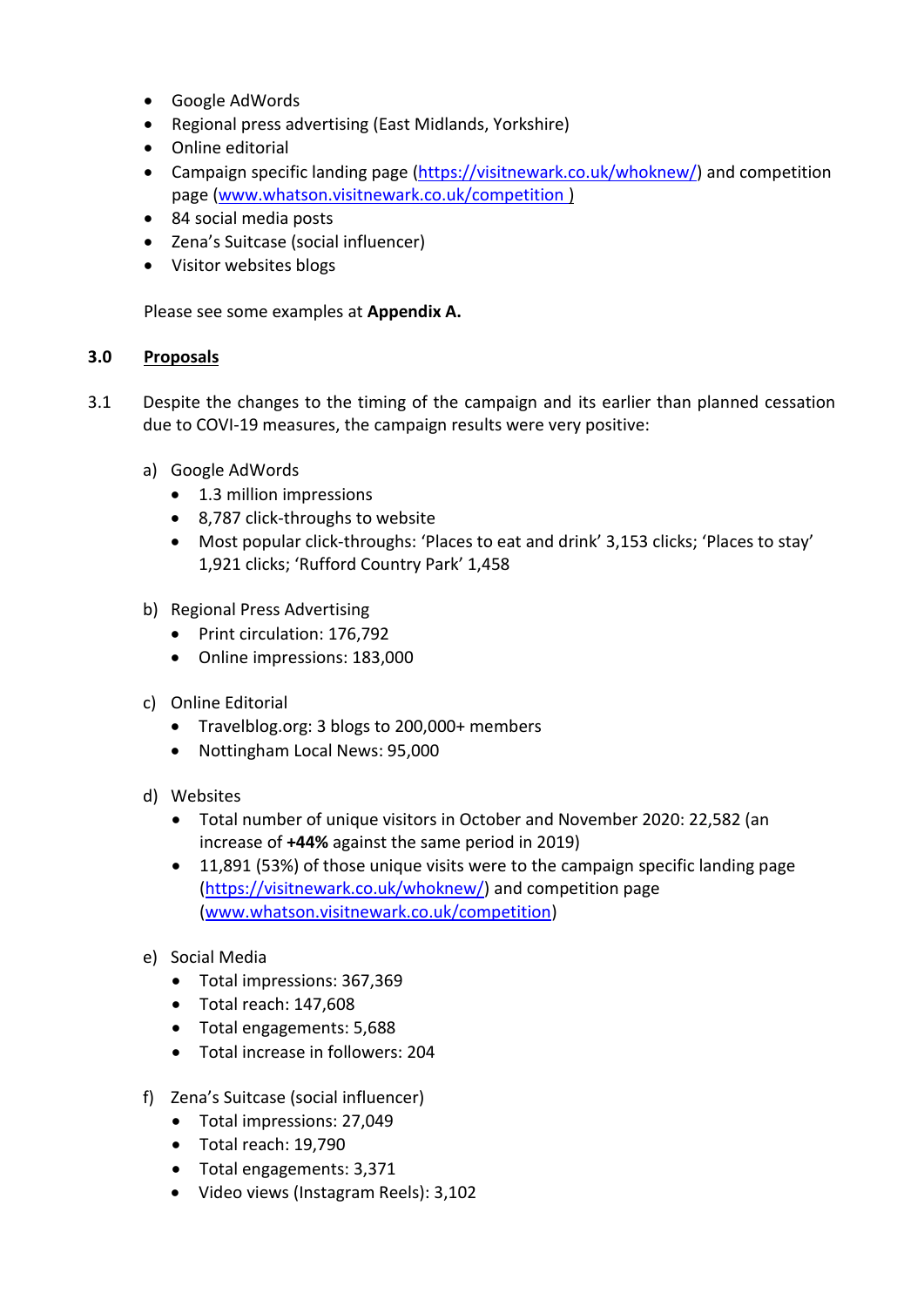- Google AdWords
- Regional press advertising (East Midlands, Yorkshire)
- Online editorial
- Campaign specific landing page (https://visitnewark.co.uk/whoknew/) and competition page (www.whatson.visitnewark.co.uk/competition )
- 84 social media posts
- Zena's Suitcase (social influencer)
- Visitor websites blogs

Please see some examples at **Appendix A.**

## 3.0 Proposals

3.1 Despite the changes to the timing of the campaign and its earlier than planned cessation due to COVI-19 measures, the campaign results were very positive:

a) Google AdWords
   - 1.3 million impressions
   - 8,787 click-throughs to website
   - Most popular click-throughs: 'Places to eat and drink' 3,153 clicks; 'Places to stay' 1,921 clicks; 'Rufford Country Park' 1,458

b) Regional Press Advertising
   - Print circulation: 176,792
   - Online impressions: 183,000

c) Online Editorial
   - Travelblog.org: 3 blogs to 200,000+ members
   - Nottingham Local News: 95,000

d) Websites
   - Total number of unique visitors in October and November 2020: 22,582 (an increase of **+44%** against the same period in 2019)
   - 11,891 (53%) of those unique visits were to the campaign specific landing page (https://visitnewark.co.uk/whoknew/) and competition page (www.whatson.visitnewark.co.uk/competition)

e) Social Media
   - Total impressions: 367,369
   - Total reach: 147,608
   - Total engagements: 5,688
   - Total increase in followers: 204

f) Zena's Suitcase (social influencer)
   - Total impressions: 27,049
   - Total reach: 19,790
   - Total engagements: 3,371
   - Video views (Instagram Reels): 3,102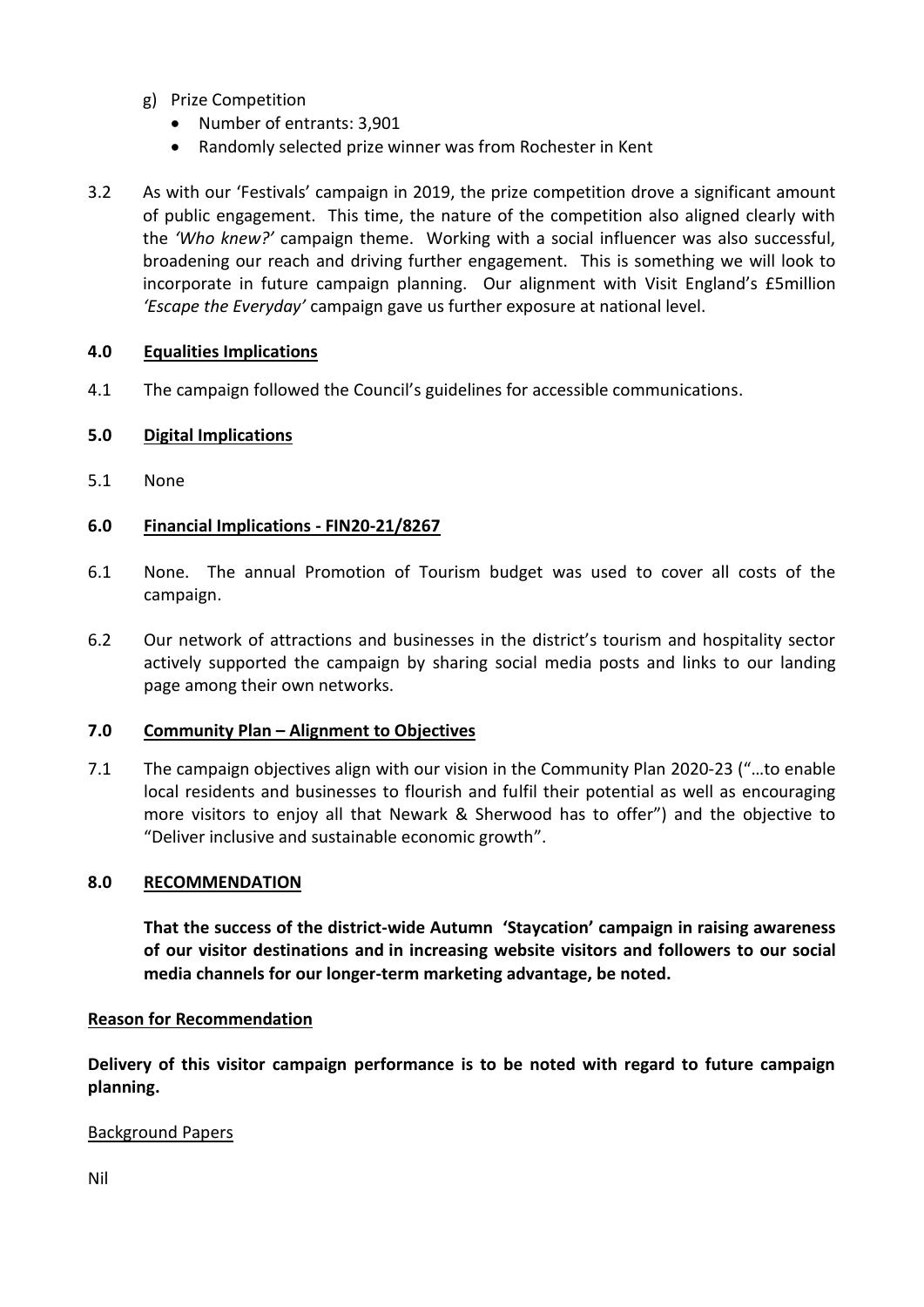g) Prize Competition
   - Number of entrants: 3,901
   - Randomly selected prize winner was from Rochester in Kent

3.2 As with our 'Festivals' campaign in 2019, the prize competition drove a significant amount of public engagement. This time, the nature of the competition also aligned clearly with the *'Who knew?'* campaign theme. Working with a social influencer was also successful, broadening our reach and driving further engagement. This is something we will look to incorporate in future campaign planning. Our alignment with Visit England's £5million *'Escape the Everyday'* campaign gave us further exposure at national level.

## 4.0 Equalities Implications

4.1 The campaign followed the Council's guidelines for accessible communications.

## 5.0 Digital Implications

5.1 None

## 6.0 Financial Implications - FIN20-21/8267

6.1 None. The annual Promotion of Tourism budget was used to cover all costs of the campaign.

6.2 Our network of attractions and businesses in the district's tourism and hospitality sector actively supported the campaign by sharing social media posts and links to our landing page among their own networks.

## 7.0 Community Plan – Alignment to Objectives

7.1 The campaign objectives align with our vision in the Community Plan 2020-23 ("…to enable local residents and businesses to flourish and fulfil their potential as well as encouraging more visitors to enjoy all that Newark & Sherwood has to offer") and the objective to "Deliver inclusive and sustainable economic growth".

## 8.0 RECOMMENDATION

**That the success of the district-wide Autumn 'Staycation' campaign in raising awareness of our visitor destinations and in increasing website visitors and followers to our social media channels for our longer-term marketing advantage, be noted.**

### Reason for Recommendation

**Delivery of this visitor campaign performance is to be noted with regard to future campaign planning.**

### Background Papers

Nil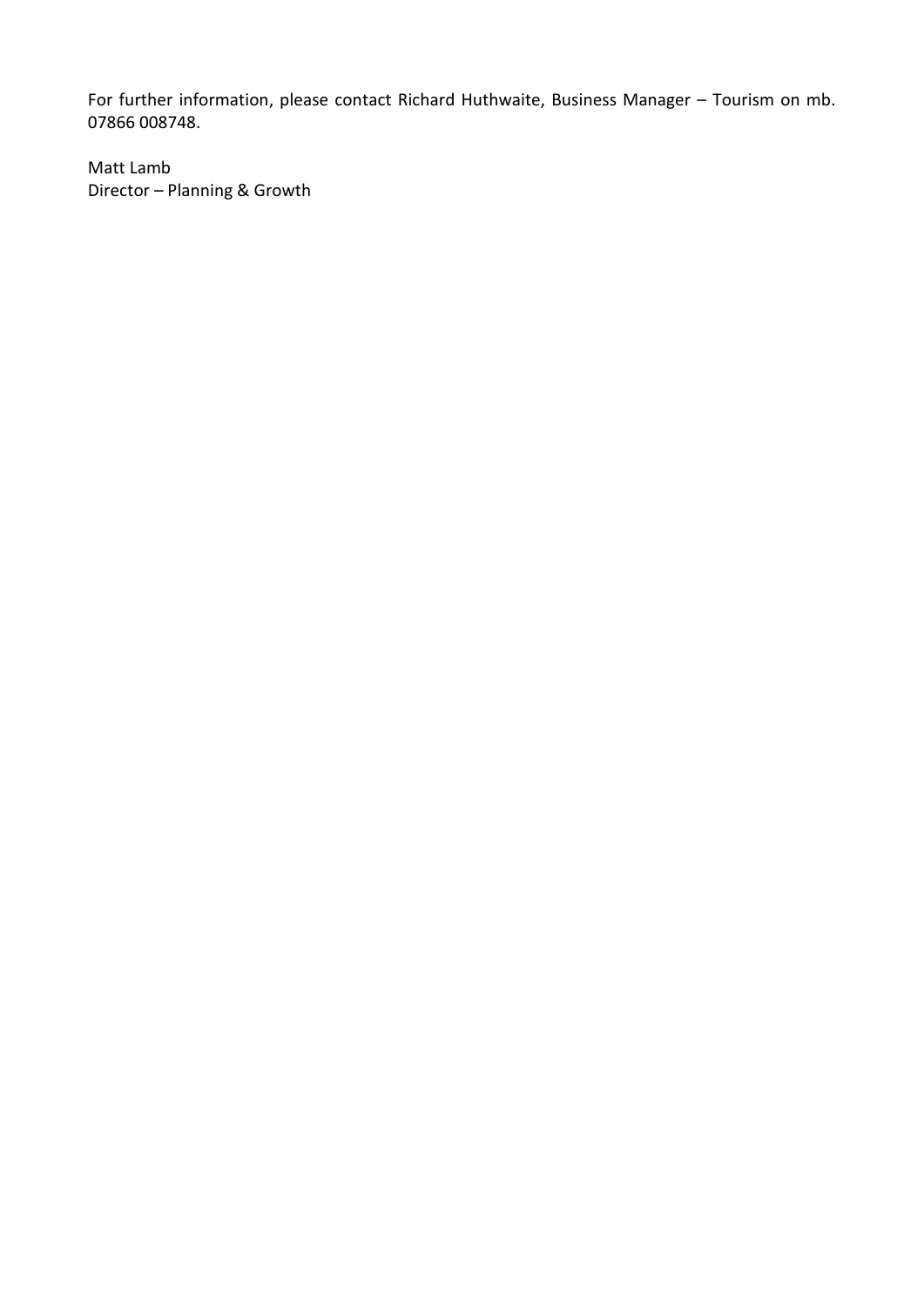For further information, please contact Richard Huthwaite, Business Manager – Tourism on mb. 07866 008748.

Matt Lamb
Director – Planning & Growth